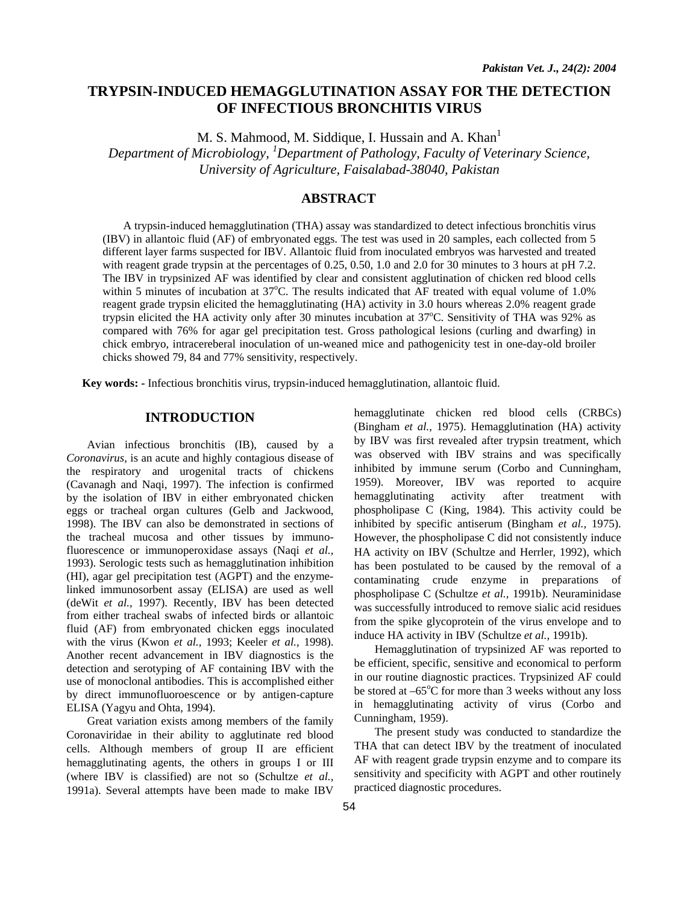# TRYPSIN-INDUCED HEMAGGLUTINATION ASSAY FOR THE DETECTION OF INFECTIOUS BRONCHITIS VIRUS

M. S. Mahmood, M. Siddique, I. Hussain and A. Khan[1]

*Department of Microbiology, [1]Department of Pathology, Faculty of Veterinary Science, University of Agriculture, Faisalabad-38040, Pakistan*

## ABSTRACT

A trypsin-induced hemagglutination (THA) assay was standardized to detect infectious bronchitis virus (IBV) in allantoic fluid (AF) of embryonated eggs. The test was used in 20 samples, each collected from 5 different layer farms suspected for IBV. Allantoic fluid from inoculated embryos was harvested and treated with reagent grade trypsin at the percentages of 0.25, 0.50, 1.0 and 2.0 for 30 minutes to 3 hours at pH 7.2. The IBV in trypsinized AF was identified by clear and consistent agglutination of chicken red blood cells within 5 minutes of incubation at 37°C. The results indicated that AF treated with equal volume of 1.0% reagent grade trypsin elicited the hemagglutinating (HA) activity in 3.0 hours whereas 2.0% reagent grade trypsin elicited the HA activity only after 30 minutes incubation at 37°C. Sensitivity of THA was 92% as compared with 76% for agar gel precipitation test. Gross pathological lesions (curling and dwarfing) in chick embryo, intracereberal inoculation of un-weaned mice and pathogenicity test in one-day-old broiler chicks showed 79, 84 and 77% sensitivity, respectively.

**Key words: -** Infectious bronchitis virus, trypsin-induced hemagglutination, allantoic fluid.

## INTRODUCTION

Avian infectious bronchitis (IB), caused by a *Coronavirus,* is an acute and highly contagious disease of the respiratory and urogenital tracts of chickens (Cavanagh and Naqi, 1997). The infection is confirmed by the isolation of IBV in either embryonated chicken eggs or tracheal organ cultures (Gelb and Jackwood, 1998). The IBV can also be demonstrated in sections of the tracheal mucosa and other tissues by immuno-fluorescence or immunoperoxidase assays (Naqi *et al.,* 1993). Serologic tests such as hemagglutination inhibition (HI), agar gel precipitation test (AGPT) and the enzyme-linked immunosorbent assay (ELISA) are used as well (deWit *et al.,* 1997). Recently, IBV has been detected from either tracheal swabs of infected birds or allantoic fluid (AF) from embryonated chicken eggs inoculated with the virus (Kwon *et al.,* 1993; Keeler *et al.,* 1998). Another recent advancement in IBV diagnostics is the detection and serotyping of AF containing IBV with the use of monoclonal antibodies. This is accomplished either by direct immunofluoroescence or by antigen-capture ELISA (Yagyu and Ohta, 1994).

Great variation exists among members of the family Coronaviridae in their ability to agglutinate red blood cells. Although members of group II are efficient hemagglutinating agents, the others in groups I or III (where IBV is classified) are not so (Schultze *et al.,* 1991a). Several attempts have been made to make IBV hemagglutinate chicken red blood cells (CRBCs) (Bingham *et al.,* 1975). Hemagglutination (HA) activity by IBV was first revealed after trypsin treatment, which was observed with IBV strains and was specifically inhibited by immune serum (Corbo and Cunningham, 1959). Moreover, IBV was reported to acquire hemagglutinating activity after treatment with phospholipase C (King, 1984). This activity could be inhibited by specific antiserum (Bingham *et al.,* 1975). However, the phospholipase C did not consistently induce HA activity on IBV (Schultze and Herrler, 1992), which has been postulated to be caused by the removal of a contaminating crude enzyme in preparations of phospholipase C (Schultze *et al.,* 1991b). Neuraminidase was successfully introduced to remove sialic acid residues from the spike glycoprotein of the virus envelope and to induce HA activity in IBV (Schultze *et al.,* 1991b).

Hemagglutination of trypsinized AF was reported to be efficient, specific, sensitive and economical to perform in our routine diagnostic practices. Trypsinized AF could be stored at –65°C for more than 3 weeks without any loss in hemagglutinating activity of virus (Corbo and Cunningham, 1959).

The present study was conducted to standardize the THA that can detect IBV by the treatment of inoculated AF with reagent grade trypsin enzyme and to compare its sensitivity and specificity with AGPT and other routinely practiced diagnostic procedures.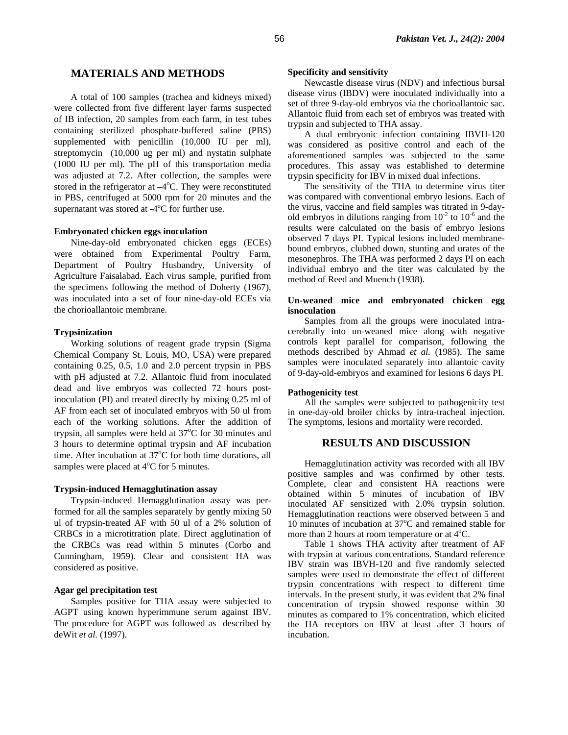## MATERIALS AND METHODS

A total of 100 samples (trachea and kidneys mixed) were collected from five different layer farms suspected of IB infection, 20 samples from each farm, in test tubes containing sterilized phosphate-buffered saline (PBS) supplemented with penicillin (10,000 IU per ml), streptomycin (10,000 ug per ml) and nystatin sulphate (1000 IU per ml). The pH of this transportation media was adjusted at 7.2. After collection, the samples were stored in the refrigerator at –4°C. They were reconstituted in PBS, centrifuged at 5000 rpm for 20 minutes and the supernatant was stored at -4°C for further use.

### Embryonated chicken eggs inoculation

Nine-day-old embryonated chicken eggs (ECEs) were obtained from Experimental Poultry Farm, Department of Poultry Husbandry, University of Agriculture Faisalabad. Each virus sample, purified from the specimens following the method of Doherty (1967), was inoculated into a set of four nine-day-old ECEs via the chorioallantoic membrane.

### Trypsinization

Working solutions of reagent grade trypsin (Sigma Chemical Company St. Louis, MO, USA) were prepared containing 0.25, 0.5, 1.0 and 2.0 percent trypsin in PBS with pH adjusted at 7.2. Allantoic fluid from inoculated dead and live embryos was collected 72 hours post-inoculation (PI) and treated directly by mixing 0.25 ml of AF from each set of inoculated embryos with 50 ul from each of the working solutions. After the addition of trypsin, all samples were held at 37°C for 30 minutes and 3 hours to determine optimal trypsin and AF incubation time. After incubation at 37°C for both time durations, all samples were placed at 4°C for 5 minutes.

### Trypsin-induced Hemagglutination assay

Trypsin-induced Hemagglutination assay was performed for all the samples separately by gently mixing 50 ul of trypsin-treated AF with 50 ul of a 2% solution of CRBCs in a microtitration plate. Direct agglutination of the CRBCs was read within 5 minutes (Corbo and Cunningham, 1959). Clear and consistent HA was considered as positive.

### Agar gel precipitation test

Samples positive for THA assay were subjected to AGPT using known hyperimmune serum against IBV. The procedure for AGPT was followed as described by deWit *et al.* (1997).

### Specificity and sensitivity

Newcastle disease virus (NDV) and infectious bursal disease virus (IBDV) were inoculated individually into a set of three 9-day-old embryos via the chorioallantoic sac. Allantoic fluid from each set of embryos was treated with trypsin and subjected to THA assay.

A dual embryonic infection containing IBVH-120 was considered as positive control and each of the aforementioned samples was subjected to the same procedures. This assay was established to determine trypsin specificity for IBV in mixed dual infections.

The sensitivity of the THA to determine virus titer was compared with conventional embryo lesions. Each of the virus, vaccine and field samples was titrated in 9-day-old embryos in dilutions ranging from $10^{-2}$ to $10^{-6}$ and the results were calculated on the basis of embryo lesions observed 7 days PI. Typical lesions included membrane-bound embryos, clubbed down, stunting and urates of the mesonephros. The THA was performed 2 days PI on each individual embryo and the titer was calculated by the method of Reed and Muench (1938).

### Un-weaned mice and embryonated chicken egg isnoculation

Samples from all the groups were inoculated intra-cerebrally into un-weaned mice along with negative controls kept parallel for comparison, following the methods described by Ahmad *et al.* (1985). The same samples were inoculated separately into allantoic cavity of 9-day-old-embryos and examined for lesions 6 days PI.

### Pathogenicity test

All the samples were subjected to pathogenicity test in one-day-old broiler chicks by intra-tracheal injection. The symptoms, lesions and mortality were recorded.

## RESULTS AND DISCUSSION

Hemagglutination activity was recorded with all IBV positive samples and was confirmed by other tests. Complete, clear and consistent HA reactions were obtained within 5 minutes of incubation of IBV inoculated AF sensitized with 2.0% trypsin solution. Hemagglutination reactions were observed between 5 and 10 minutes of incubation at 37°C and remained stable for more than 2 hours at room temperature or at 4°C.

Table 1 shows THA activity after treatment of AF with trypsin at various concentrations. Standard reference IBV strain was IBVH-120 and five randomly selected samples were used to demonstrate the effect of different trypsin concentrations with respect to different time intervals. In the present study, it was evident that 2% final concentration of trypsin showed response within 30 minutes as compared to 1% concentration, which elicited the HA receptors on IBV at least after 3 hours of incubation.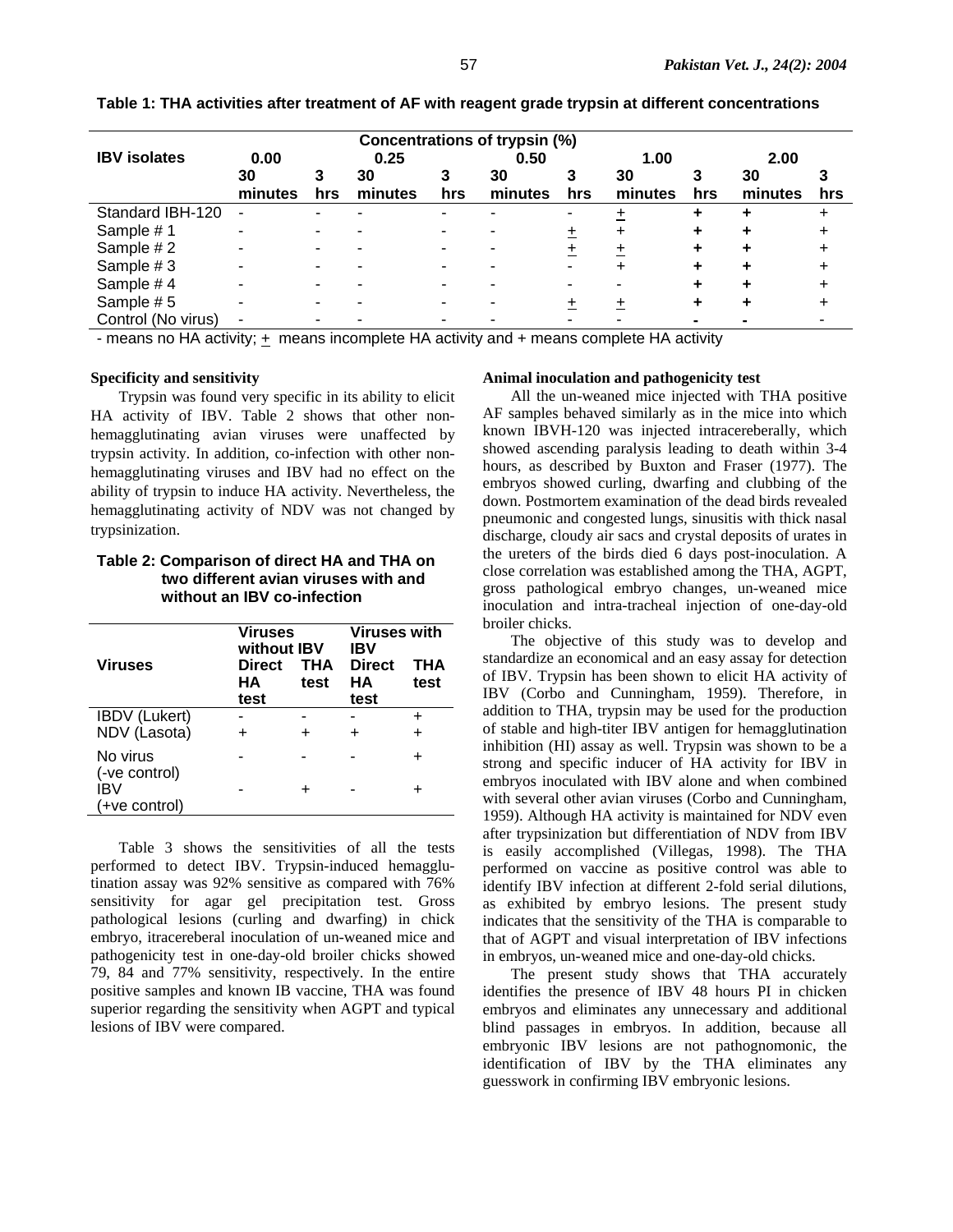**Table 1: THA activities after treatment of AF with reagent grade trypsin at different concentrations**

| IBV isolates | Concentrations of trypsin (%) | | | | | | | | | |
|---|---|---|---|---|---|---|---|---|---|---|
| | 0.00 | | 0.25 | | 0.50 | | 1.00 | | 2.00 | |
| | 30 minutes | 3 hrs | 30 minutes | 3 hrs | 30 minutes | 3 hrs | 30 minutes | 3 hrs | 30 minutes | 3 hrs |
| Standard IBH-120 | - | - | - | - | - | - | ± | + | + | + |
| Sample # 1 | - | - | - | - | - | ± | + | + | + | + |
| Sample # 2 | - | - | - | - | - | ± | ± | + | + | + |
| Sample # 3 | - | - | - | - | - | - | + | + | + | + |
| Sample # 4 | - | - | - | - | - | - | - | + | + | + |
| Sample # 5 | - | - | - | - | - | ± | ± | + | + | + |
| Control (No virus) | - | - | - | - | - | - | - | - | - | - |

- means no HA activity; ± means incomplete HA activity and + means complete HA activity

**Specificity and sensitivity**

Trypsin was found very specific in its ability to elicit HA activity of IBV. Table 2 shows that other non-hemagglutinating avian viruses were unaffected by trypsin activity. In addition, co-infection with other non-hemagglutinating viruses and IBV had no effect on the ability of trypsin to induce HA activity. Nevertheless, the hemagglutinating activity of NDV was not changed by trypsinization.

**Table 2: Comparison of direct HA and THA on two different avian viruses with and without an IBV co-infection**

| Viruses | Viruses without IBV | | Viruses with IBV | |
|---|---|---|---|---|
| | Direct HA test | THA test | Direct HA test | THA test |
| IBDV (Lukert) | - | - | - | + |
| NDV (Lasota) | + | + | + | + |
| No virus (-ve control) | - | - | - | + |
| IBV (+ve control) | - | + | - | + |

Table 3 shows the sensitivities of all the tests performed to detect IBV. Trypsin-induced hemagglutination assay was 92% sensitive as compared with 76% sensitivity for agar gel precipitation test. Gross pathological lesions (curling and dwarfing) in chick embryo, itracereberal inoculation of un-weaned mice and pathogenicity test in one-day-old broiler chicks showed 79, 84 and 77% sensitivity, respectively. In the entire positive samples and known IB vaccine, THA was found superior regarding the sensitivity when AGPT and typical lesions of IBV were compared.

**Animal inoculation and pathogenicity test**

All the un-weaned mice injected with THA positive AF samples behaved similarly as in the mice into which known IBVH-120 was injected intracereberally, which showed ascending paralysis leading to death within 3-4 hours, as described by Buxton and Fraser (1977). The embryos showed curling, dwarfing and clubbing of the down. Postmortem examination of the dead birds revealed pneumonic and congested lungs, sinusitis with thick nasal discharge, cloudy air sacs and crystal deposits of urates in the ureters of the birds died 6 days post-inoculation. A close correlation was established among the THA, AGPT, gross pathological embryo changes, un-weaned mice inoculation and intra-tracheal injection of one-day-old broiler chicks.

The objective of this study was to develop and standardize an economical and an easy assay for detection of IBV. Trypsin has been shown to elicit HA activity of IBV (Corbo and Cunningham, 1959). Therefore, in addition to THA, trypsin may be used for the production of stable and high-titer IBV antigen for hemagglutination inhibition (HI) assay as well. Trypsin was shown to be a strong and specific inducer of HA activity for IBV in embryos inoculated with IBV alone and when combined with several other avian viruses (Corbo and Cunningham, 1959). Although HA activity is maintained for NDV even after trypsinization but differentiation of NDV from IBV is easily accomplished (Villegas, 1998). The THA performed on vaccine as positive control was able to identify IBV infection at different 2-fold serial dilutions, as exhibited by embryo lesions. The present study indicates that the sensitivity of the THA is comparable to that of AGPT and visual interpretation of IBV infections in embryos, un-weaned mice and one-day-old chicks.

The present study shows that THA accurately identifies the presence of IBV 48 hours PI in chicken embryos and eliminates any unnecessary and additional blind passages in embryos. In addition, because all embryonic IBV lesions are not pathognomonic, the identification of IBV by the THA eliminates any guesswork in confirming IBV embryonic lesions.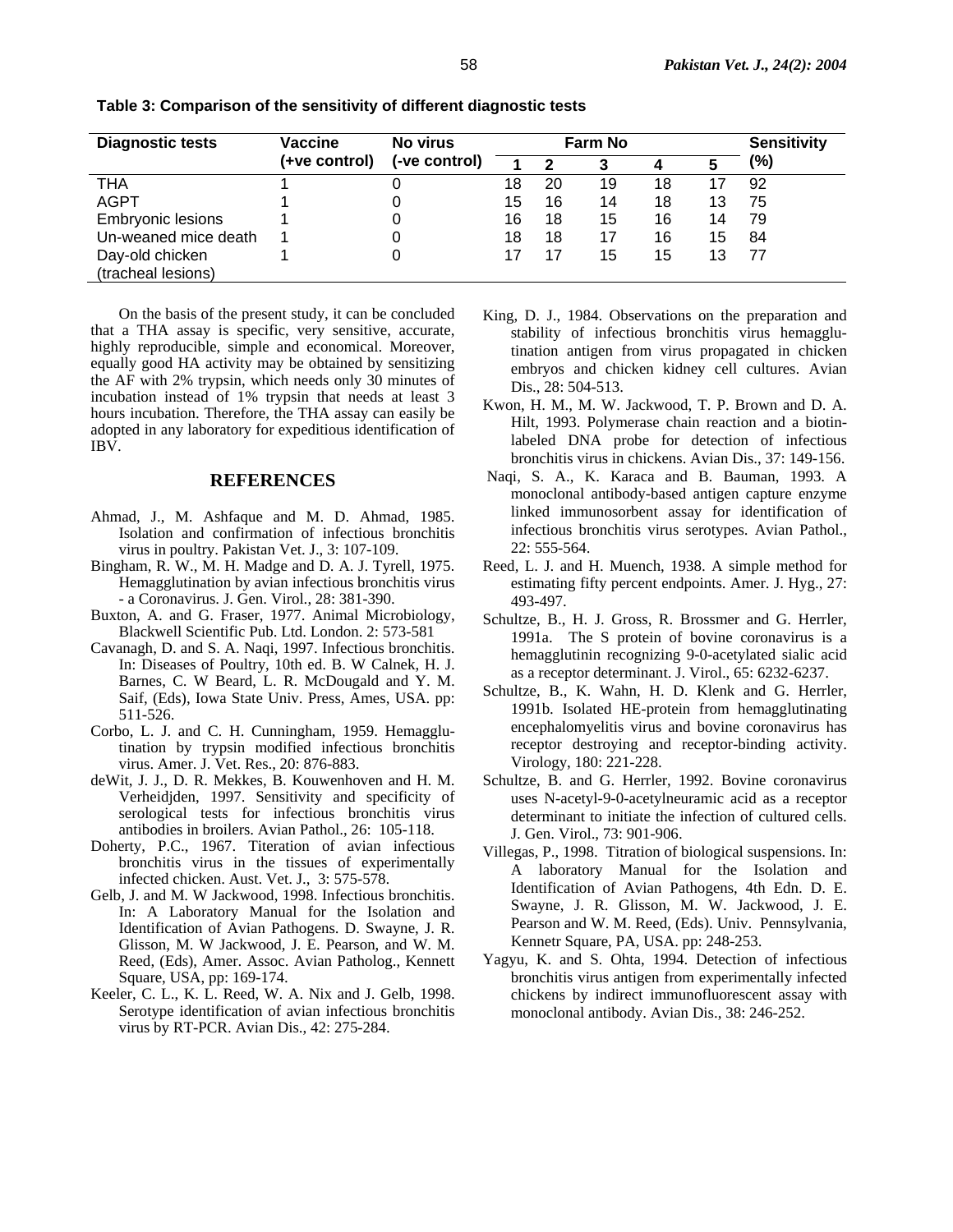**Table 3: Comparison of the sensitivity of different diagnostic tests**

| Diagnostic tests | Vaccine (+ve control) | No virus (-ve control) | Farm No | | | | | Sensitivity (%) |
|---|---|---|---|---|---|---|---|---|
| | | | 1 | 2 | 3 | 4 | 5 | |
| THA | 1 | 0 | 18 | 20 | 19 | 18 | 17 | 92 |
| AGPT | 1 | 0 | 15 | 16 | 14 | 18 | 13 | 75 |
| Embryonic lesions | 1 | 0 | 16 | 18 | 15 | 16 | 14 | 79 |
| Un-weaned mice death | 1 | 0 | 18 | 18 | 17 | 16 | 15 | 84 |
| Day-old chicken (tracheal lesions) | 1 | 0 | 17 | 17 | 15 | 15 | 13 | 77 |

On the basis of the present study, it can be concluded that a THA assay is specific, very sensitive, accurate, highly reproducible, simple and economical. Moreover, equally good HA activity may be obtained by sensitizing the AF with 2% trypsin, which needs only 30 minutes of incubation instead of 1% trypsin that needs at least 3 hours incubation. Therefore, the THA assay can easily be adopted in any laboratory for expeditious identification of IBV.

## REFERENCES

Ahmad, J., M. Ashfaque and M. D. Ahmad, 1985. Isolation and confirmation of infectious bronchitis virus in poultry. Pakistan Vet. J., 3: 107-109.

Bingham, R. W., M. H. Madge and D. A. J. Tyrell, 1975. Hemagglutination by avian infectious bronchitis virus - a Coronavirus. J. Gen. Virol., 28: 381-390.

Buxton, A. and G. Fraser, 1977. Animal Microbiology, Blackwell Scientific Pub. Ltd. London. 2: 573-581

Cavanagh, D. and S. A. Naqi, 1997. Infectious bronchitis. In: Diseases of Poultry, 10th ed. B. W Calnek, H. J. Barnes, C. W Beard, L. R. McDougald and Y. M. Saif, (Eds), Iowa State Univ. Press, Ames, USA. pp: 511-526.

Corbo, L. J. and C. H. Cunningham, 1959. Hemagglutination by trypsin modified infectious bronchitis virus. Amer. J. Vet. Res., 20: 876-883.

deWit, J. J., D. R. Mekkes, B. Kouwenhoven and H. M. Verheidjden, 1997. Sensitivity and specificity of serological tests for infectious bronchitis virus antibodies in broilers. Avian Pathol., 26: 105-118.

Doherty, P.C., 1967. Titeration of avian infectious bronchitis virus in the tissues of experimentally infected chicken. Aust. Vet. J., 3: 575-578.

Gelb, J. and M. W Jackwood, 1998. Infectious bronchitis. In: A Laboratory Manual for the Isolation and Identification of Avian Pathogens. D. Swayne, J. R. Glisson, M. W Jackwood, J. E. Pearson, and W. M. Reed, (Eds), Amer. Assoc. Avian Patholog., Kennett Square, USA, pp: 169-174.

Keeler, C. L., K. L. Reed, W. A. Nix and J. Gelb, 1998. Serotype identification of avian infectious bronchitis virus by RT-PCR. Avian Dis., 42: 275-284.

King, D. J., 1984. Observations on the preparation and stability of infectious bronchitis virus hemagglutination antigen from virus propagated in chicken embryos and chicken kidney cell cultures. Avian Dis., 28: 504-513.

Kwon, H. M., M. W. Jackwood, T. P. Brown and D. A. Hilt, 1993. Polymerase chain reaction and a biotin-labeled DNA probe for detection of infectious bronchitis virus in chickens. Avian Dis., 37: 149-156.

Naqi, S. A., K. Karaca and B. Bauman, 1993. A monoclonal antibody-based antigen capture enzyme linked immunosorbent assay for identification of infectious bronchitis virus serotypes. Avian Pathol., 22: 555-564.

Reed, L. J. and H. Muench, 1938. A simple method for estimating fifty percent endpoints. Amer. J. Hyg., 27: 493-497.

Schultze, B., H. J. Gross, R. Brossmer and G. Herrler, 1991a. The S protein of bovine coronavirus is a hemagglutinin recognizing 9-0-acetylated sialic acid as a receptor determinant. J. Virol., 65: 6232-6237.

Schultze, B., K. Wahn, H. D. Klenk and G. Herrler, 1991b. Isolated HE-protein from hemagglutinating encephalomyelitis virus and bovine coronavirus has receptor destroying and receptor-binding activity. Virology, 180: 221-228.

Schultze, B. and G. Herrler, 1992. Bovine coronavirus uses N-acetyl-9-0-acetylneuramic acid as a receptor determinant to initiate the infection of cultured cells. J. Gen. Virol., 73: 901-906.

Villegas, P., 1998. Titration of biological suspensions. In: A laboratory Manual for the Isolation and Identification of Avian Pathogens, 4th Edn. D. E. Swayne, J. R. Glisson, M. W. Jackwood, J. E. Pearson and W. M. Reed, (Eds). Univ. Pennsylvania, Kennetr Square, PA, USA. pp: 248-253.

Yagyu, K. and S. Ohta, 1994. Detection of infectious bronchitis virus antigen from experimentally infected chickens by indirect immunofluorescent assay with monoclonal antibody. Avian Dis., 38: 246-252.